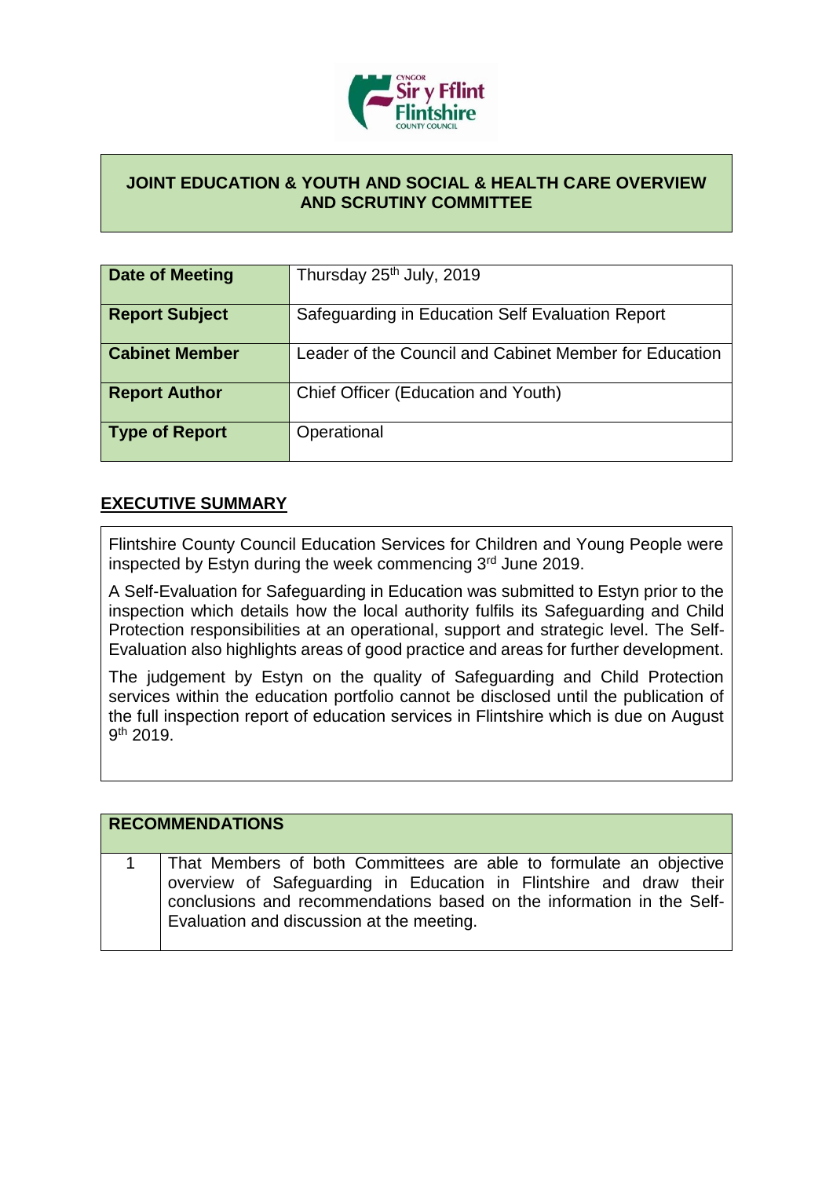## JOINT EDUCATION & YOUTH AND SOCIAL & HEALTH CARE OVERVIEW AND SCRUTINY COMMITTEE

| | |
|---|---|
| **Date of Meeting** | Thursday 25th July, 2019 |
| **Report Subject** | Safeguarding in Education Self Evaluation Report |
| **Cabinet Member** | Leader of the Council and Cabinet Member for Education |
| **Report Author** | Chief Officer (Education and Youth) |
| **Type of Report** | Operational |

## EXECUTIVE SUMMARY

Flintshire County Council Education Services for Children and Young People were inspected by Estyn during the week commencing 3rd June 2019.

A Self-Evaluation for Safeguarding in Education was submitted to Estyn prior to the inspection which details how the local authority fulfils its Safeguarding and Child Protection responsibilities at an operational, support and strategic level. The Self-Evaluation also highlights areas of good practice and areas for further development.

The judgement by Estyn on the quality of Safeguarding and Child Protection services within the education portfolio cannot be disclosed until the publication of the full inspection report of education services in Flintshire which is due on August 9th 2019.

| **RECOMMENDATIONS** | |
|---|---|
| 1 | That Members of both Committees are able to formulate an objective overview of Safeguarding in Education in Flintshire and draw their conclusions and recommendations based on the information in the Self-Evaluation and discussion at the meeting. |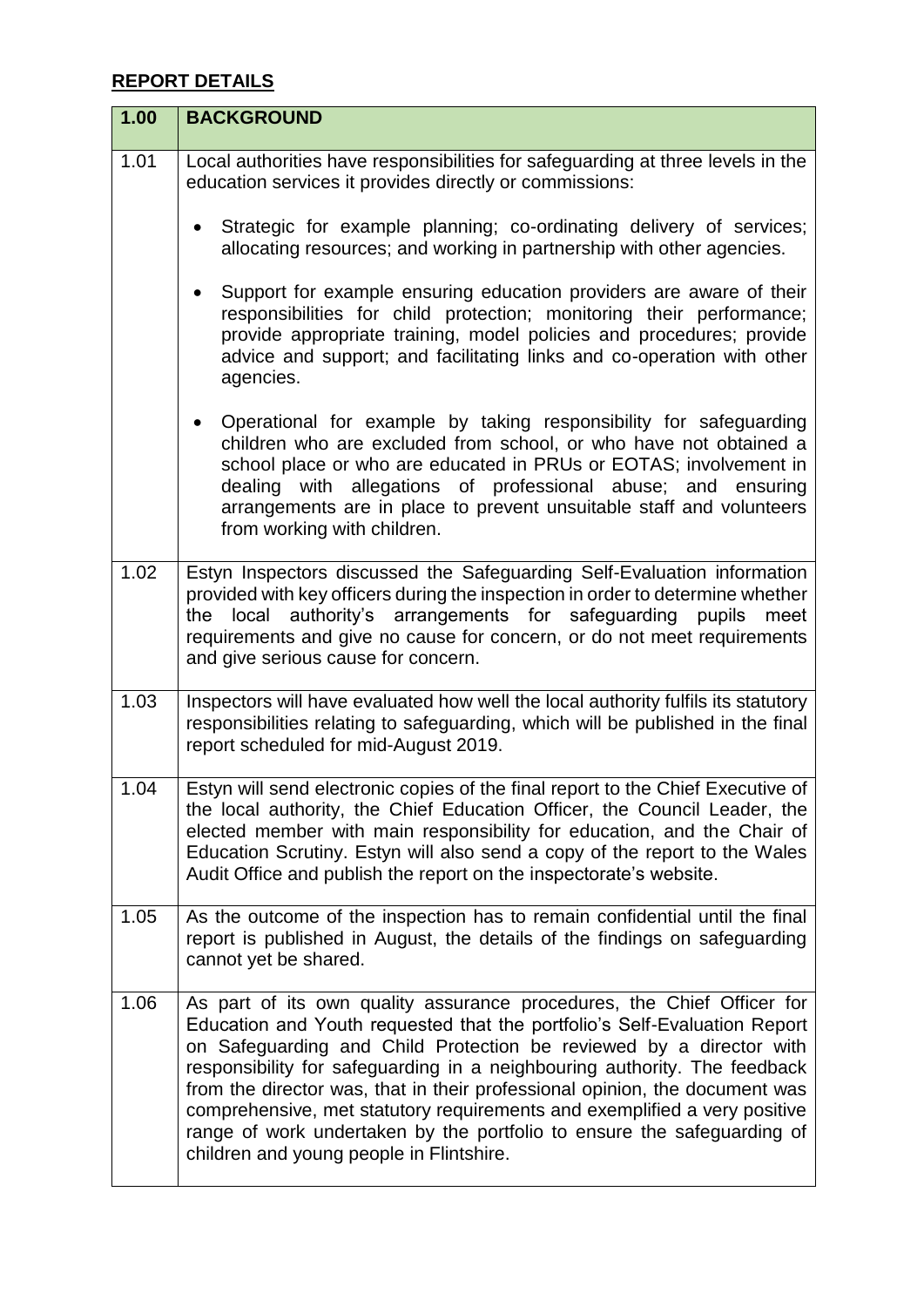## REPORT DETAILS

| 1.00 | BACKGROUND |
|---|---|
| 1.01 | Local authorities have responsibilities for safeguarding at three levels in the education services it provides directly or commissions:<br><br>• Strategic for example planning; co-ordinating delivery of services; allocating resources; and working in partnership with other agencies.<br><br>• Support for example ensuring education providers are aware of their responsibilities for child protection; monitoring their performance; provide appropriate training, model policies and procedures; provide advice and support; and facilitating links and co-operation with other agencies.<br><br>• Operational for example by taking responsibility for safeguarding children who are excluded from school, or who have not obtained a school place or who are educated in PRUs or EOTAS; involvement in dealing with allegations of professional abuse; and ensuring arrangements are in place to prevent unsuitable staff and volunteers from working with children. |
| 1.02 | Estyn Inspectors discussed the Safeguarding Self-Evaluation information provided with key officers during the inspection in order to determine whether the local authority's arrangements for safeguarding pupils meet requirements and give no cause for concern, or do not meet requirements and give serious cause for concern. |
| 1.03 | Inspectors will have evaluated how well the local authority fulfils its statutory responsibilities relating to safeguarding, which will be published in the final report scheduled for mid-August 2019. |
| 1.04 | Estyn will send electronic copies of the final report to the Chief Executive of the local authority, the Chief Education Officer, the Council Leader, the elected member with main responsibility for education, and the Chair of Education Scrutiny. Estyn will also send a copy of the report to the Wales Audit Office and publish the report on the inspectorate's website. |
| 1.05 | As the outcome of the inspection has to remain confidential until the final report is published in August, the details of the findings on safeguarding cannot yet be shared. |
| 1.06 | As part of its own quality assurance procedures, the Chief Officer for Education and Youth requested that the portfolio's Self-Evaluation Report on Safeguarding and Child Protection be reviewed by a director with responsibility for safeguarding in a neighbouring authority. The feedback from the director was, that in their professional opinion, the document was comprehensive, met statutory requirements and exemplified a very positive range of work undertaken by the portfolio to ensure the safeguarding of children and young people in Flintshire. |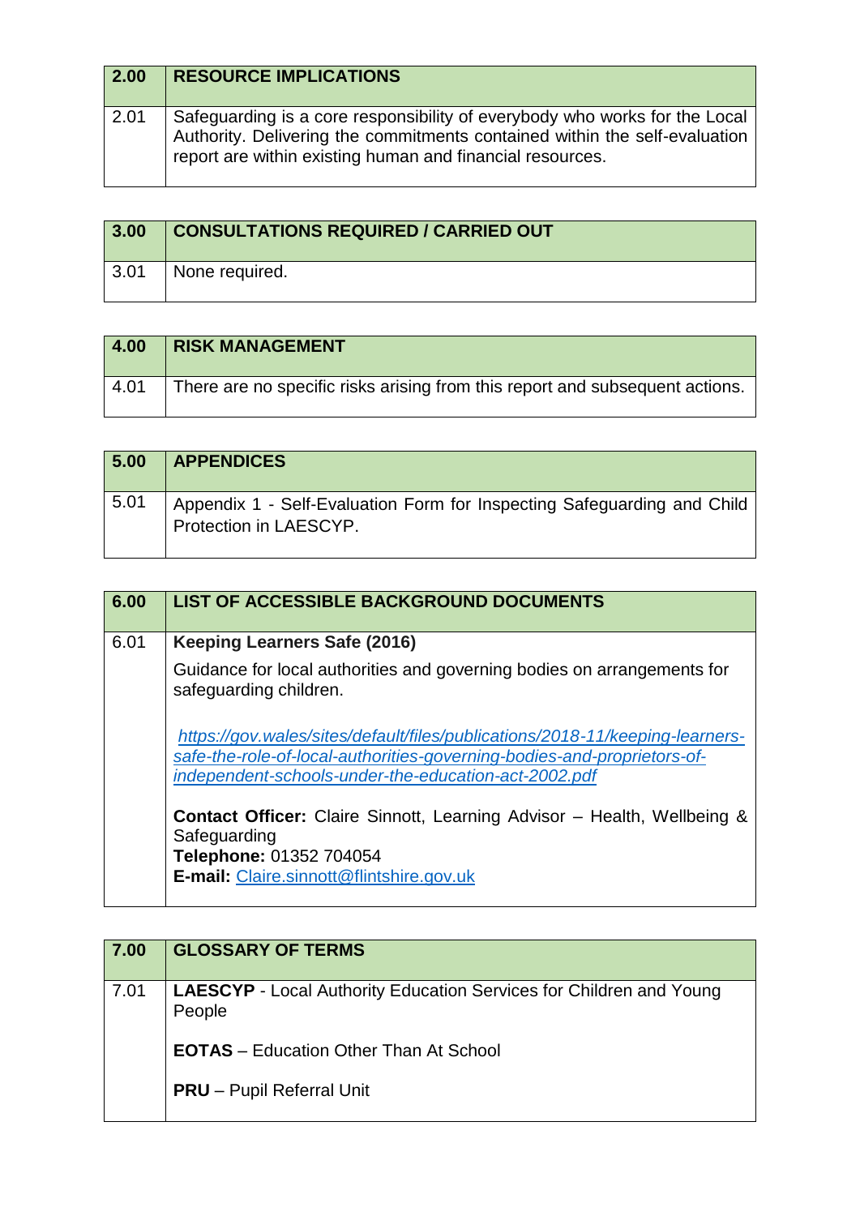| 2.00 | RESOURCE IMPLICATIONS |
|---|---|
| 2.01 | Safeguarding is a core responsibility of everybody who works for the Local Authority. Delivering the commitments contained within the self-evaluation report are within existing human and financial resources. |

| 3.00 | CONSULTATIONS REQUIRED / CARRIED OUT |
|---|---|
| 3.01 | None required. |

| 4.00 | RISK MANAGEMENT |
|---|---|
| 4.01 | There are no specific risks arising from this report and subsequent actions. |

| 5.00 | APPENDICES |
|---|---|
| 5.01 | Appendix 1 - Self-Evaluation Form for Inspecting Safeguarding and Child Protection in LAESCYP. |

| 6.00 | LIST OF ACCESSIBLE BACKGROUND DOCUMENTS |
|---|---|
| 6.01 | **Keeping Learners Safe (2016)**<br><br>Guidance for local authorities and governing bodies on arrangements for safeguarding children.<br><br>*https://gov.wales/sites/default/files/publications/2018-11/keeping-learners-safe-the-role-of-local-authorities-governing-bodies-and-proprietors-of-independent-schools-under-the-education-act-2002.pdf*<br><br>**Contact Officer:** Claire Sinnott, Learning Advisor – Health, Wellbeing & Safeguarding<br>**Telephone:** 01352 704054<br>**E-mail:** Claire.sinnott@flintshire.gov.uk |

| 7.00 | GLOSSARY OF TERMS |
|---|---|
| 7.01 | **LAESCYP** - Local Authority Education Services for Children and Young People<br><br>**EOTAS** – Education Other Than At School<br><br>**PRU** – Pupil Referral Unit |